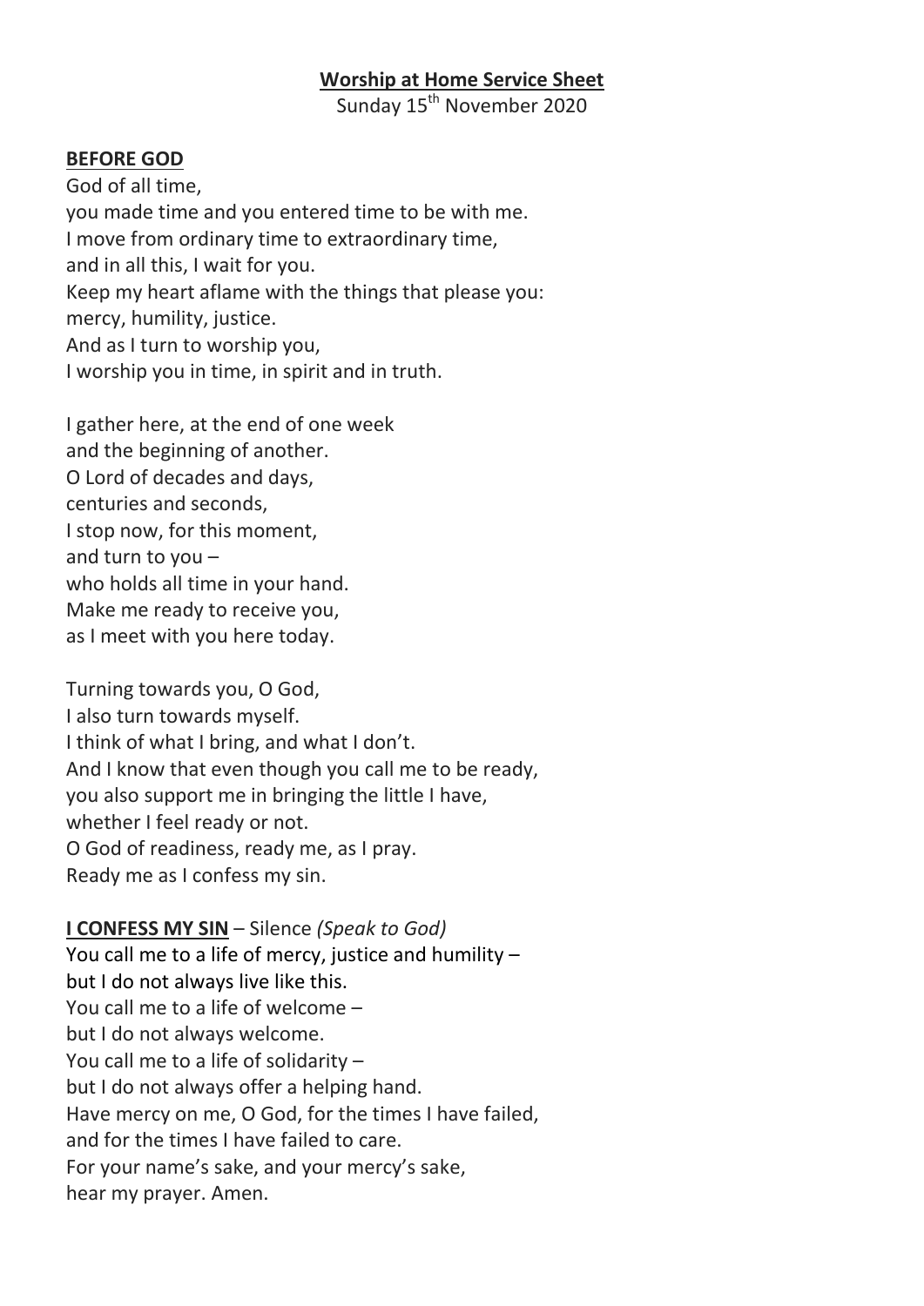# Worship at Home Service Sheet

Sunday 15th November 2020

## BEFORE GOD

God of all time,
you made time and you entered time to be with me.
I move from ordinary time to extraordinary time,
and in all this, I wait for you.
Keep my heart aflame with the things that please you:
mercy, humility, justice.
And as I turn to worship you,
I worship you in time, in spirit and in truth.

I gather here, at the end of one week
and the beginning of another.
O Lord of decades and days,
centuries and seconds,
I stop now, for this moment,
and turn to you –
who holds all time in your hand.
Make me ready to receive you,
as I meet with you here today.

Turning towards you, O God,
I also turn towards myself.
I think of what I bring, and what I don't.
And I know that even though you call me to be ready,
you also support me in bringing the little I have,
whether I feel ready or not.
O God of readiness, ready me, as I pray.
Ready me as I confess my sin.

## I CONFESS MY SIN – Silence *(Speak to God)*

You call me to a life of mercy, justice and humility –
but I do not always live like this.
You call me to a life of welcome –
but I do not always welcome.
You call me to a life of solidarity –
but I do not always offer a helping hand.
Have mercy on me, O God, for the times I have failed,
and for the times I have failed to care.
For your name's sake, and your mercy's sake,
hear my prayer. Amen.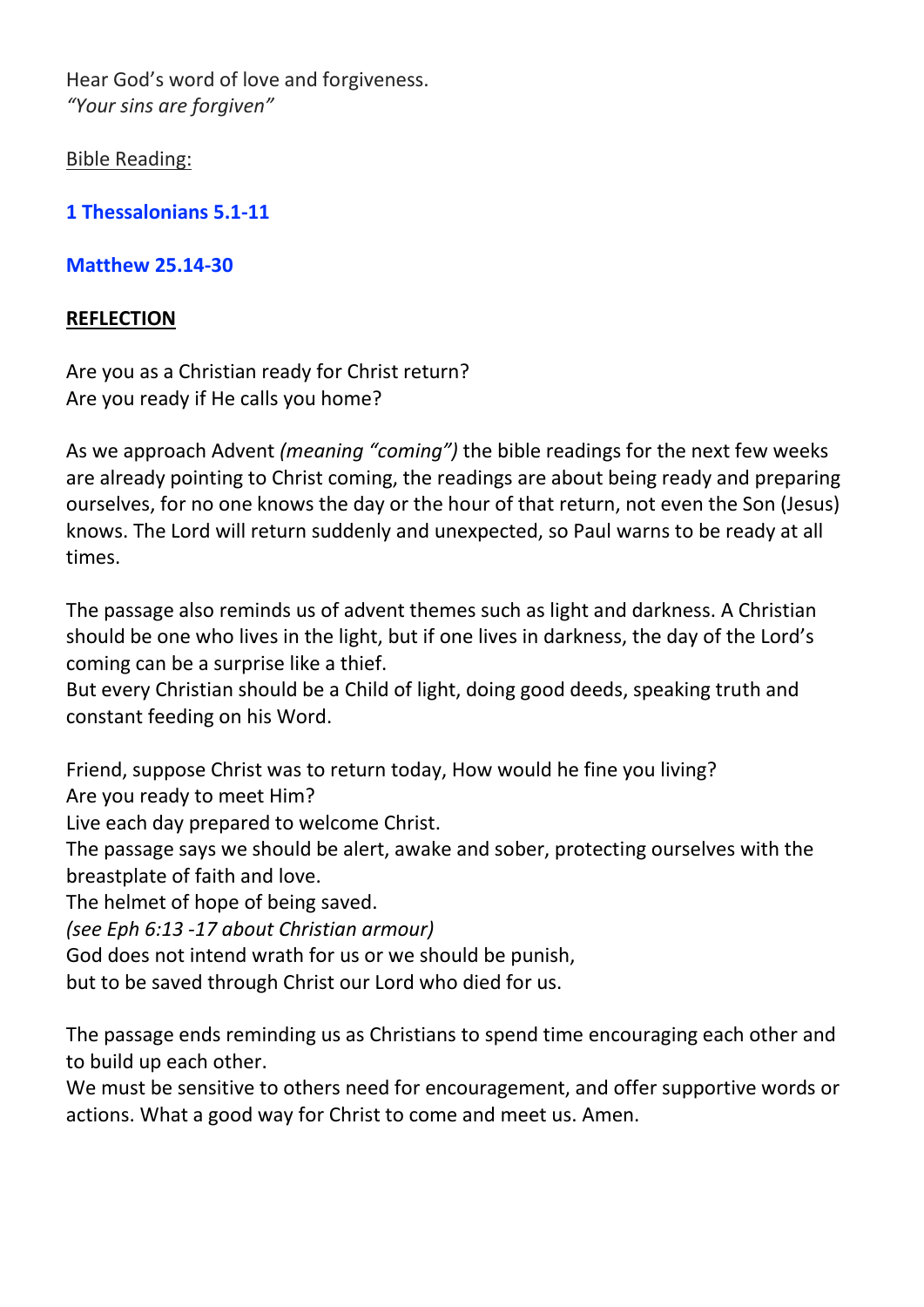Hear God's word of love and forgiveness.
*"Your sins are forgiven"*

Bible Reading:

**1 Thessalonians 5.1-11**

**Matthew 25.14-30**

**REFLECTION**

Are you as a Christian ready for Christ return?
Are you ready if He calls you home?

As we approach Advent *(meaning "coming")* the bible readings for the next few weeks are already pointing to Christ coming, the readings are about being ready and preparing ourselves, for no one knows the day or the hour of that return, not even the Son (Jesus) knows. The Lord will return suddenly and unexpected, so Paul warns to be ready at all times.

The passage also reminds us of advent themes such as light and darkness. A Christian should be one who lives in the light, but if one lives in darkness, the day of the Lord's coming can be a surprise like a thief.
But every Christian should be a Child of light, doing good deeds, speaking truth and constant feeding on his Word.

Friend, suppose Christ was to return today, How would he fine you living?
Are you ready to meet Him?
Live each day prepared to welcome Christ.
The passage says we should be alert, awake and sober, protecting ourselves with the breastplate of faith and love.
The helmet of hope of being saved.
*(see Eph 6:13 -17 about Christian armour)*
God does not intend wrath for us or we should be punish,
but to be saved through Christ our Lord who died for us.

The passage ends reminding us as Christians to spend time encouraging each other and to build up each other.
We must be sensitive to others need for encouragement, and offer supportive words or actions. What a good way for Christ to come and meet us. Amen.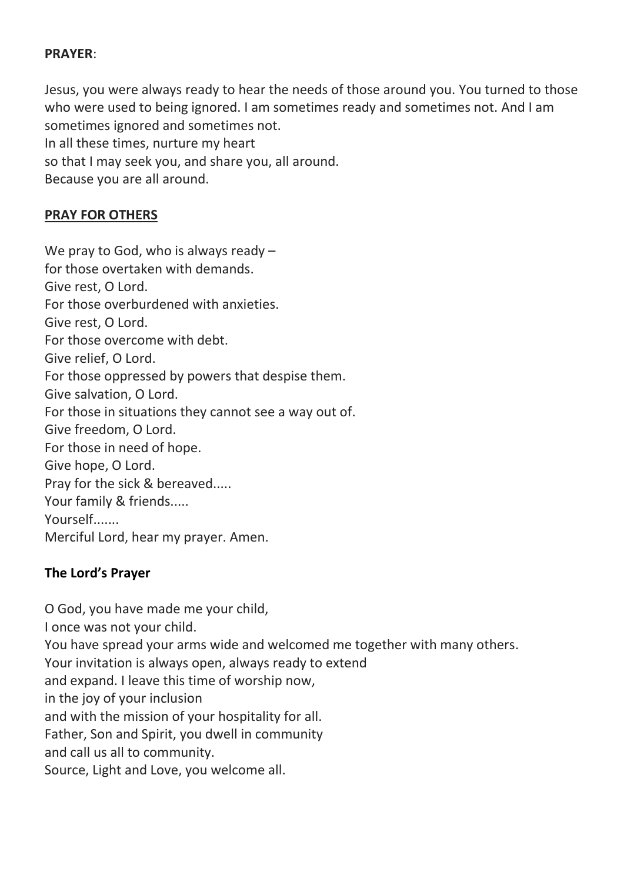**PRAYER**:

Jesus, you were always ready to hear the needs of those around you. You turned to those who were used to being ignored. I am sometimes ready and sometimes not. And I am sometimes ignored and sometimes not.
In all these times, nurture my heart
so that I may seek you, and share you, all around.
Because you are all around.

**PRAY FOR OTHERS**

We pray to God, who is always ready –
for those overtaken with demands.
Give rest, O Lord.
For those overburdened with anxieties.
Give rest, O Lord.
For those overcome with debt.
Give relief, O Lord.
For those oppressed by powers that despise them.
Give salvation, O Lord.
For those in situations they cannot see a way out of.
Give freedom, O Lord.
For those in need of hope.
Give hope, O Lord.
Pray for the sick & bereaved.....
Your family & friends.....
Yourself.......
Merciful Lord, hear my prayer. Amen.

**The Lord's Prayer**

O God, you have made me your child,
I once was not your child.
You have spread your arms wide and welcomed me together with many others.
Your invitation is always open, always ready to extend
and expand. I leave this time of worship now,
in the joy of your inclusion
and with the mission of your hospitality for all.
Father, Son and Spirit, you dwell in community
and call us all to community.
Source, Light and Love, you welcome all.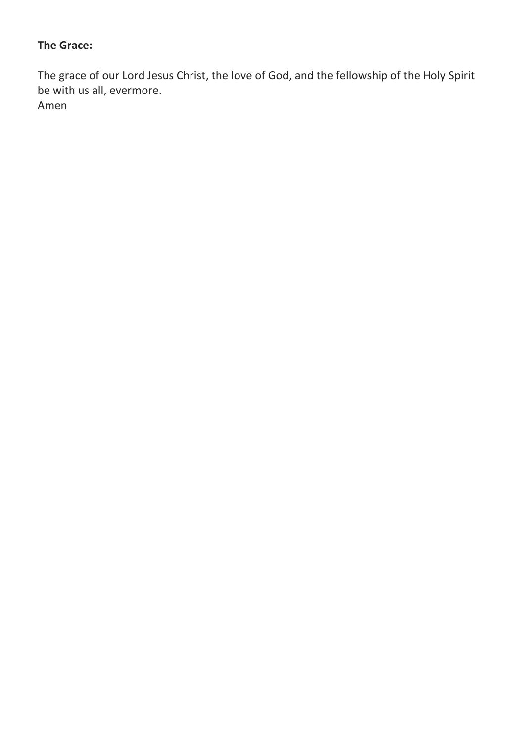**The Grace:**

The grace of our Lord Jesus Christ, the love of God, and the fellowship of the Holy Spirit be with us all, evermore.
Amen